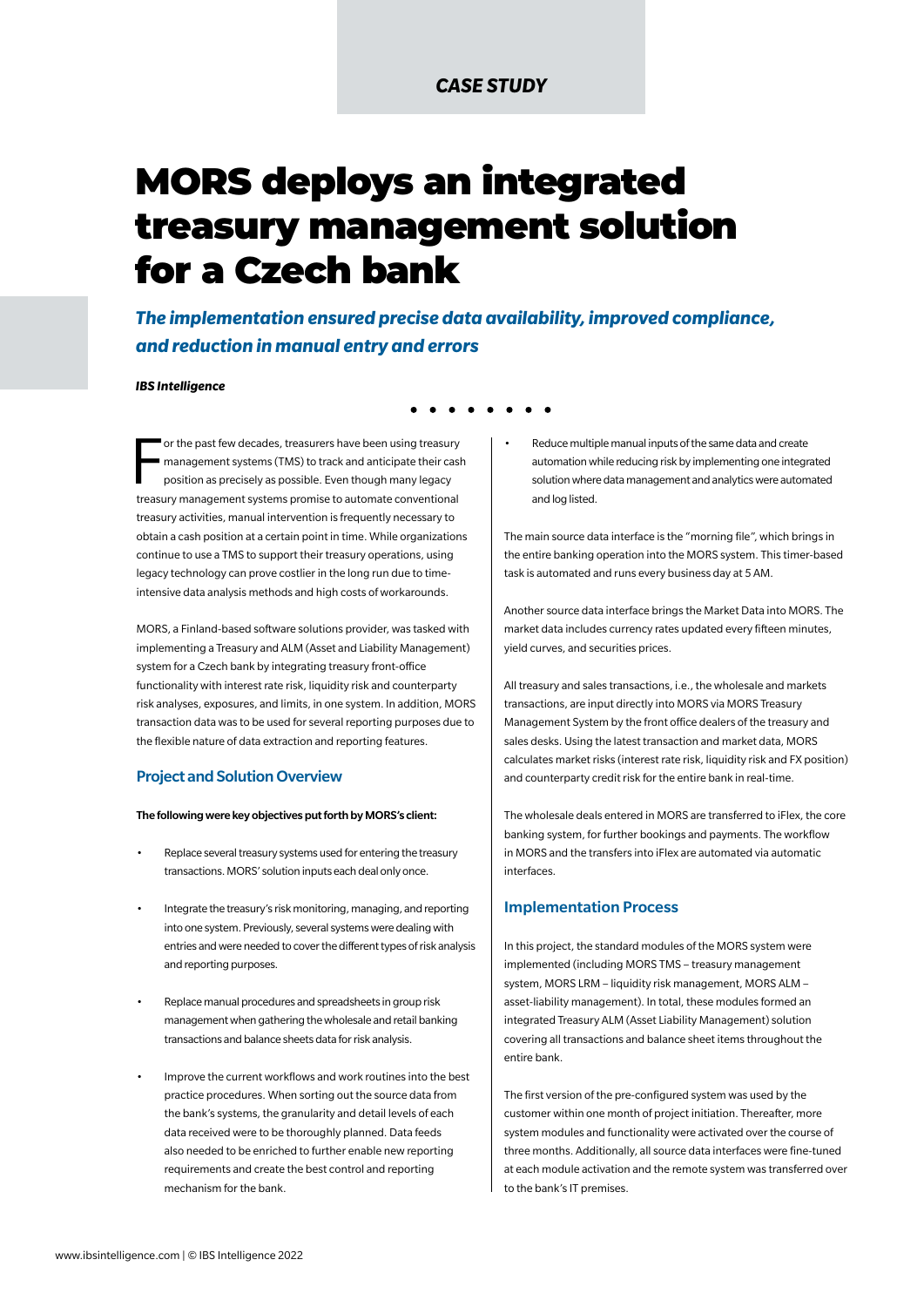*CASE STUDY*

# MORS deploys an integrated treasury management solution for a Czech bank

***The implementation ensured precise data availability, improved compliance, and reduction in manual entry and errors***

***IBS Intelligence***

For the past few decades, treasurers have been using treasury management systems (TMS) to track and anticipate their cash position as precisely as possible. Even though many legacy treasury management systems promise to automate conventional treasury activities, manual intervention is frequently necessary to obtain a cash position at a certain point in time. While organizations continue to use a TMS to support their treasury operations, using legacy technology can prove costlier in the long run due to time-intensive data analysis methods and high costs of workarounds.

MORS, a Finland-based software solutions provider, was tasked with implementing a Treasury and ALM (Asset and Liability Management) system for a Czech bank by integrating treasury front-office functionality with interest rate risk, liquidity risk and counterparty risk analyses, exposures, and limits, in one system. In addition, MORS transaction data was to be used for several reporting purposes due to the flexible nature of data extraction and reporting features.

## Project and Solution Overview

**The following were key objectives put forth by MORS's client:**

- Replace several treasury systems used for entering the treasury transactions. MORS' solution inputs each deal only once.
- Integrate the treasury's risk monitoring, managing, and reporting into one system. Previously, several systems were dealing with entries and were needed to cover the different types of risk analysis and reporting purposes.
- Replace manual procedures and spreadsheets in group risk management when gathering the wholesale and retail banking transactions and balance sheets data for risk analysis.
- Improve the current workflows and work routines into the best practice procedures. When sorting out the source data from the bank's systems, the granularity and detail levels of each data received were to be thoroughly planned. Data feeds also needed to be enriched to further enable new reporting requirements and create the best control and reporting mechanism for the bank.
- Reduce multiple manual inputs of the same data and create automation while reducing risk by implementing one integrated solution where data management and analytics were automated and log listed.

The main source data interface is the "morning file", which brings in the entire banking operation into the MORS system. This timer-based task is automated and runs every business day at 5 AM.

Another source data interface brings the Market Data into MORS. The market data includes currency rates updated every fifteen minutes, yield curves, and securities prices.

All treasury and sales transactions, i.e., the wholesale and markets transactions, are input directly into MORS via MORS Treasury Management System by the front office dealers of the treasury and sales desks. Using the latest transaction and market data, MORS calculates market risks (interest rate risk, liquidity risk and FX position) and counterparty credit risk for the entire bank in real-time.

The wholesale deals entered in MORS are transferred to iFlex, the core banking system, for further bookings and payments. The workflow in MORS and the transfers into iFlex are automated via automatic interfaces.

## Implementation Process

In this project, the standard modules of the MORS system were implemented (including MORS TMS – treasury management system, MORS LRM – liquidity risk management, MORS ALM – asset-liability management). In total, these modules formed an integrated Treasury ALM (Asset Liability Management) solution covering all transactions and balance sheet items throughout the entire bank.

The first version of the pre-configured system was used by the customer within one month of project initiation. Thereafter, more system modules and functionality were activated over the course of three months. Additionally, all source data interfaces were fine-tuned at each module activation and the remote system was transferred over to the bank's IT premises.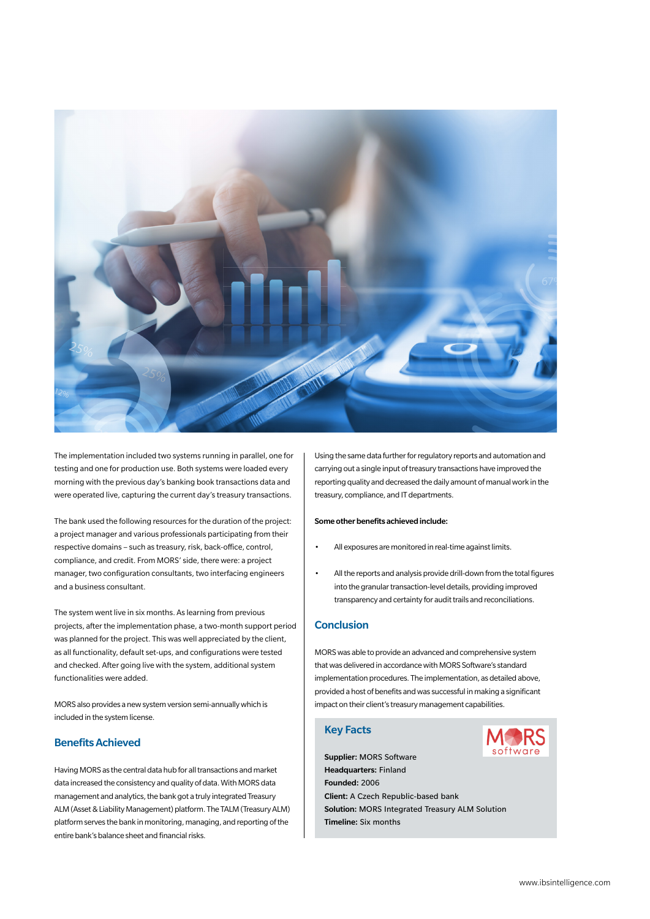The implementation included two systems running in parallel, one for testing and one for production use. Both systems were loaded every morning with the previous day's banking book transactions data and were operated live, capturing the current day's treasury transactions.

The bank used the following resources for the duration of the project: a project manager and various professionals participating from their respective domains – such as treasury, risk, back-office, control, compliance, and credit. From MORS' side, there were: a project manager, two configuration consultants, two interfacing engineers and a business consultant.

The system went live in six months. As learning from previous projects, after the implementation phase, a two-month support period was planned for the project. This was well appreciated by the client, as all functionality, default set-ups, and configurations were tested and checked. After going live with the system, additional system functionalities were added.

MORS also provides a new system version semi-annually which is included in the system license.

## Benefits Achieved

Having MORS as the central data hub for all transactions and market data increased the consistency and quality of data. With MORS data management and analytics, the bank got a truly integrated Treasury ALM (Asset & Liability Management) platform. The TALM (Treasury ALM) platform serves the bank in monitoring, managing, and reporting of the entire bank's balance sheet and financial risks.

Using the same data further for regulatory reports and automation and carrying out a single input of treasury transactions have improved the reporting quality and decreased the daily amount of manual work in the treasury, compliance, and IT departments.

**Some other benefits achieved include:**

- All exposures are monitored in real-time against limits.
- All the reports and analysis provide drill-down from the total figures into the granular transaction-level details, providing improved transparency and certainty for audit trails and reconciliations.

## Conclusion

MORS was able to provide an advanced and comprehensive system that was delivered in accordance with MORS Software's standard implementation procedures. The implementation, as detailed above, provided a host of benefits and was successful in making a significant impact on their client's treasury management capabilities.

### Key Facts

**Supplier:** MORS Software
**Headquarters:** Finland
**Founded:** 2006
**Client:** A Czech Republic-based bank
**Solution:** MORS Integrated Treasury ALM Solution
**Timeline:** Six months